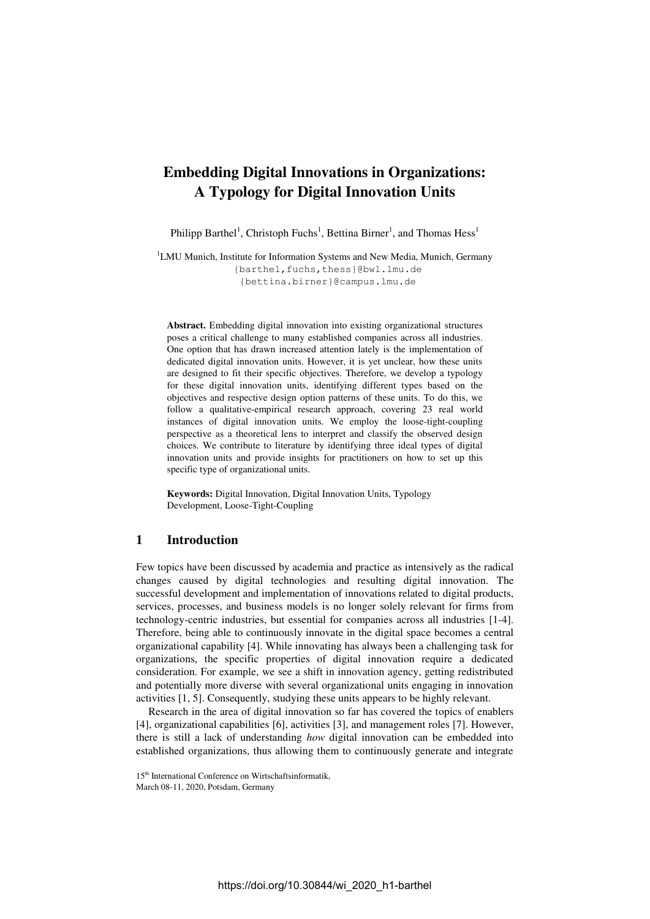# Embedding Digital Innovations in Organizations: A Typology for Digital Innovation Units

Philipp Barthel[1], Christoph Fuchs[1], Bettina Birner[1], and Thomas Hess[1]

[1]LMU Munich, Institute for Information Systems and New Media, Munich, Germany
{barthel,fuchs,thess}@bwl.lmu.de
{bettina.birner}@campus.lmu.de

**Abstract.** Embedding digital innovation into existing organizational structures poses a critical challenge to many established companies across all industries. One option that has drawn increased attention lately is the implementation of dedicated digital innovation units. However, it is yet unclear, how these units are designed to fit their specific objectives. Therefore, we develop a typology for these digital innovation units, identifying different types based on the objectives and respective design option patterns of these units. To do this, we follow a qualitative-empirical research approach, covering 23 real world instances of digital innovation units. We employ the loose-tight-coupling perspective as a theoretical lens to interpret and classify the observed design choices. We contribute to literature by identifying three ideal types of digital innovation units and provide insights for practitioners on how to set up this specific type of organizational units.

**Keywords:** Digital Innovation, Digital Innovation Units, Typology Development, Loose-Tight-Coupling

## 1 Introduction

Few topics have been discussed by academia and practice as intensively as the radical changes caused by digital technologies and resulting digital innovation. The successful development and implementation of innovations related to digital products, services, processes, and business models is no longer solely relevant for firms from technology-centric industries, but essential for companies across all industries [1-4]. Therefore, being able to continuously innovate in the digital space becomes a central organizational capability [4]. While innovating has always been a challenging task for organizations, the specific properties of digital innovation require a dedicated consideration. For example, we see a shift in innovation agency, getting redistributed and potentially more diverse with several organizational units engaging in innovation activities [1, 5]. Consequently, studying these units appears to be highly relevant.

Research in the area of digital innovation so far has covered the topics of enablers [4], organizational capabilities [6], activities [3], and management roles [7]. However, there is still a lack of understanding *how* digital innovation can be embedded into established organizations, thus allowing them to continuously generate and integrate

15[th] International Conference on Wirtschaftsinformatik,
March 08-11, 2020, Potsdam, Germany

https://doi.org/10.30844/wi_2020_h1-barthel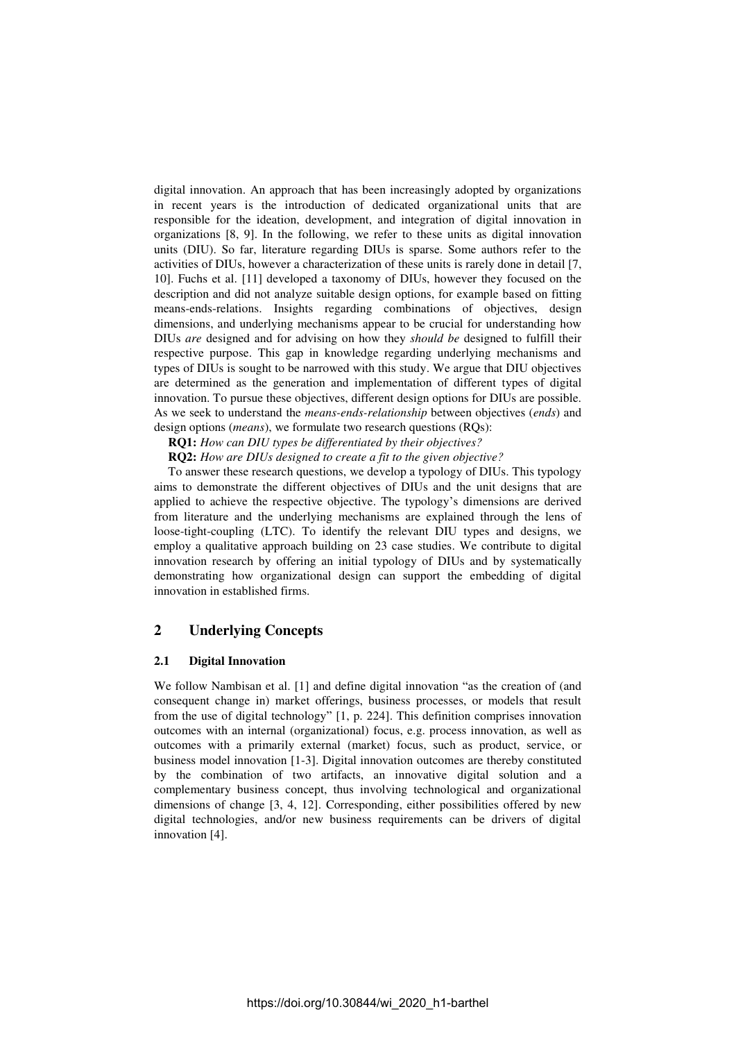digital innovation. An approach that has been increasingly adopted by organizations in recent years is the introduction of dedicated organizational units that are responsible for the ideation, development, and integration of digital innovation in organizations [8, 9]. In the following, we refer to these units as digital innovation units (DIU). So far, literature regarding DIUs is sparse. Some authors refer to the activities of DIUs, however a characterization of these units is rarely done in detail [7, 10]. Fuchs et al. [11] developed a taxonomy of DIUs, however they focused on the description and did not analyze suitable design options, for example based on fitting means-ends-relations. Insights regarding combinations of objectives, design dimensions, and underlying mechanisms appear to be crucial for understanding how DIUs *are* designed and for advising on how they *should be* designed to fulfill their respective purpose. This gap in knowledge regarding underlying mechanisms and types of DIUs is sought to be narrowed with this study. We argue that DIU objectives are determined as the generation and implementation of different types of digital innovation. To pursue these objectives, different design options for DIUs are possible. As we seek to understand the *means-ends-relationship* between objectives (*ends*) and design options (*means*), we formulate two research questions (RQs):

**RQ1:** *How can DIU types be differentiated by their objectives?*

**RQ2:** *How are DIUs designed to create a fit to the given objective?*

To answer these research questions, we develop a typology of DIUs. This typology aims to demonstrate the different objectives of DIUs and the unit designs that are applied to achieve the respective objective. The typology's dimensions are derived from literature and the underlying mechanisms are explained through the lens of loose-tight-coupling (LTC). To identify the relevant DIU types and designs, we employ a qualitative approach building on 23 case studies. We contribute to digital innovation research by offering an initial typology of DIUs and by systematically demonstrating how organizational design can support the embedding of digital innovation in established firms.

## 2 Underlying Concepts

### 2.1 Digital Innovation

We follow Nambisan et al. [1] and define digital innovation "as the creation of (and consequent change in) market offerings, business processes, or models that result from the use of digital technology" [1, p. 224]. This definition comprises innovation outcomes with an internal (organizational) focus, e.g. process innovation, as well as outcomes with a primarily external (market) focus, such as product, service, or business model innovation [1-3]. Digital innovation outcomes are thereby constituted by the combination of two artifacts, an innovative digital solution and a complementary business concept, thus involving technological and organizational dimensions of change [3, 4, 12]. Corresponding, either possibilities offered by new digital technologies, and/or new business requirements can be drivers of digital innovation [4].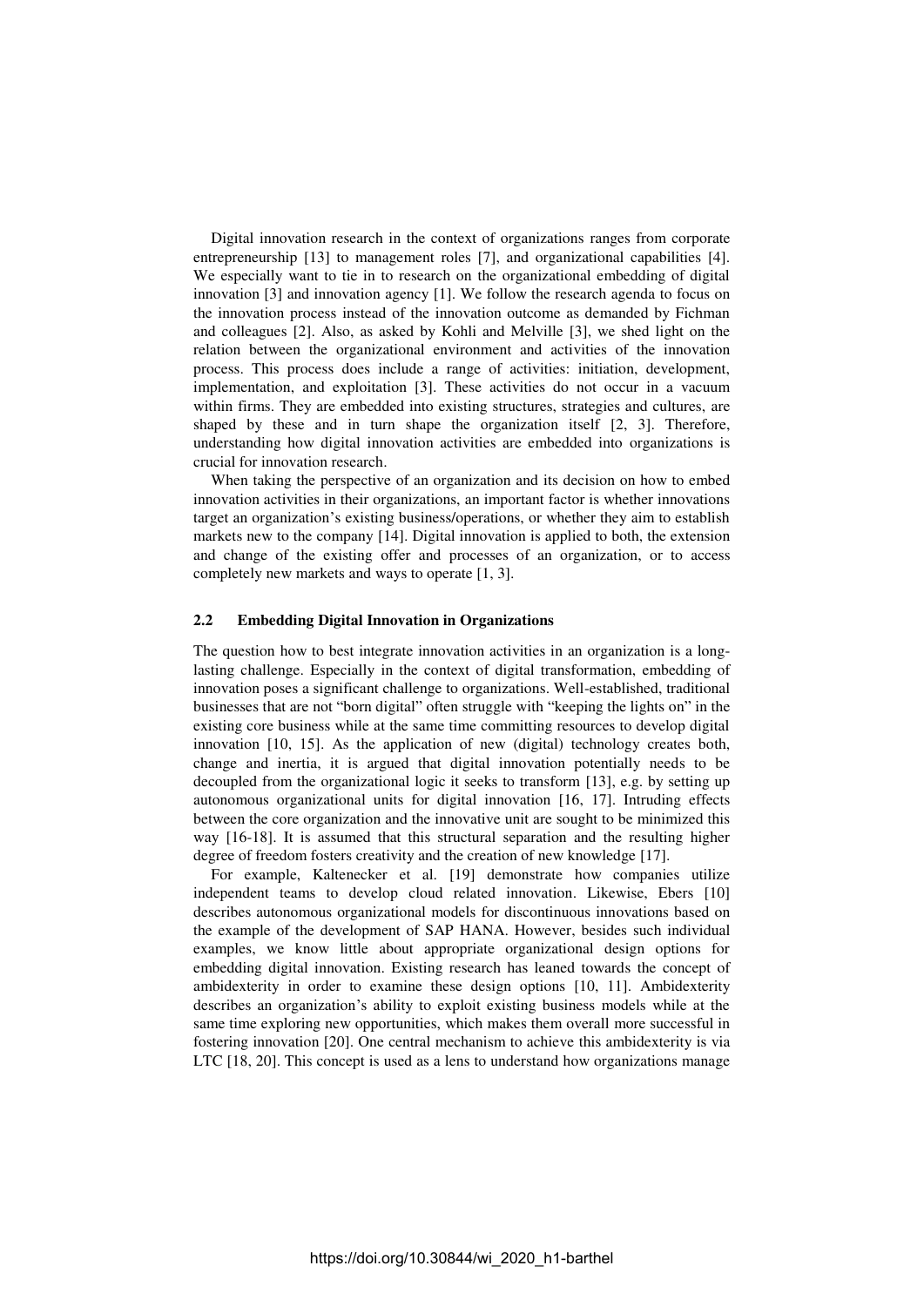Digital innovation research in the context of organizations ranges from corporate entrepreneurship [13] to management roles [7], and organizational capabilities [4]. We especially want to tie in to research on the organizational embedding of digital innovation [3] and innovation agency [1]. We follow the research agenda to focus on the innovation process instead of the innovation outcome as demanded by Fichman and colleagues [2]. Also, as asked by Kohli and Melville [3], we shed light on the relation between the organizational environment and activities of the innovation process. This process does include a range of activities: initiation, development, implementation, and exploitation [3]. These activities do not occur in a vacuum within firms. They are embedded into existing structures, strategies and cultures, are shaped by these and in turn shape the organization itself [2, 3]. Therefore, understanding how digital innovation activities are embedded into organizations is crucial for innovation research.

When taking the perspective of an organization and its decision on how to embed innovation activities in their organizations, an important factor is whether innovations target an organization's existing business/operations, or whether they aim to establish markets new to the company [14]. Digital innovation is applied to both, the extension and change of the existing offer and processes of an organization, or to access completely new markets and ways to operate [1, 3].

### 2.2 Embedding Digital Innovation in Organizations

The question how to best integrate innovation activities in an organization is a long-lasting challenge. Especially in the context of digital transformation, embedding of innovation poses a significant challenge to organizations. Well-established, traditional businesses that are not "born digital" often struggle with "keeping the lights on" in the existing core business while at the same time committing resources to develop digital innovation [10, 15]. As the application of new (digital) technology creates both, change and inertia, it is argued that digital innovation potentially needs to be decoupled from the organizational logic it seeks to transform [13], e.g. by setting up autonomous organizational units for digital innovation [16, 17]. Intruding effects between the core organization and the innovative unit are sought to be minimized this way [16-18]. It is assumed that this structural separation and the resulting higher degree of freedom fosters creativity and the creation of new knowledge [17].

For example, Kaltenecker et al. [19] demonstrate how companies utilize independent teams to develop cloud related innovation. Likewise, Ebers [10] describes autonomous organizational models for discontinuous innovations based on the example of the development of SAP HANA. However, besides such individual examples, we know little about appropriate organizational design options for embedding digital innovation. Existing research has leaned towards the concept of ambidexterity in order to examine these design options [10, 11]. Ambidexterity describes an organization's ability to exploit existing business models while at the same time exploring new opportunities, which makes them overall more successful in fostering innovation [20]. One central mechanism to achieve this ambidexterity is via LTC [18, 20]. This concept is used as a lens to understand how organizations manage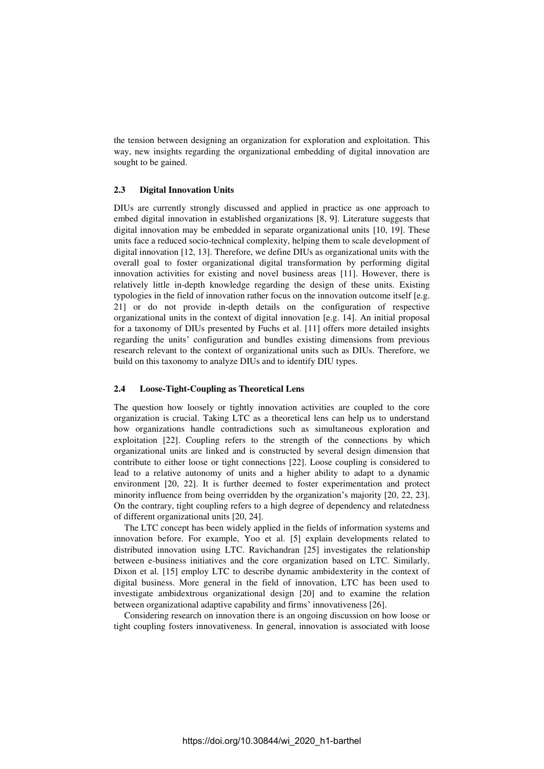the tension between designing an organization for exploration and exploitation. This way, new insights regarding the organizational embedding of digital innovation are sought to be gained.

### 2.3 Digital Innovation Units

DIUs are currently strongly discussed and applied in practice as one approach to embed digital innovation in established organizations [8, 9]. Literature suggests that digital innovation may be embedded in separate organizational units [10, 19]. These units face a reduced socio-technical complexity, helping them to scale development of digital innovation [12, 13]. Therefore, we define DIUs as organizational units with the overall goal to foster organizational digital transformation by performing digital innovation activities for existing and novel business areas [11]. However, there is relatively little in-depth knowledge regarding the design of these units. Existing typologies in the field of innovation rather focus on the innovation outcome itself [e.g. 21] or do not provide in-depth details on the configuration of respective organizational units in the context of digital innovation [e.g. 14]. An initial proposal for a taxonomy of DIUs presented by Fuchs et al. [11] offers more detailed insights regarding the units' configuration and bundles existing dimensions from previous research relevant to the context of organizational units such as DIUs. Therefore, we build on this taxonomy to analyze DIUs and to identify DIU types.

### 2.4 Loose-Tight-Coupling as Theoretical Lens

The question how loosely or tightly innovation activities are coupled to the core organization is crucial. Taking LTC as a theoretical lens can help us to understand how organizations handle contradictions such as simultaneous exploration and exploitation [22]. Coupling refers to the strength of the connections by which organizational units are linked and is constructed by several design dimension that contribute to either loose or tight connections [22]. Loose coupling is considered to lead to a relative autonomy of units and a higher ability to adapt to a dynamic environment [20, 22]. It is further deemed to foster experimentation and protect minority influence from being overridden by the organization's majority [20, 22, 23]. On the contrary, tight coupling refers to a high degree of dependency and relatedness of different organizational units [20, 24].

The LTC concept has been widely applied in the fields of information systems and innovation before. For example, Yoo et al. [5] explain developments related to distributed innovation using LTC. Ravichandran [25] investigates the relationship between e-business initiatives and the core organization based on LTC. Similarly, Dixon et al. [15] employ LTC to describe dynamic ambidexterity in the context of digital business. More general in the field of innovation, LTC has been used to investigate ambidextrous organizational design [20] and to examine the relation between organizational adaptive capability and firms' innovativeness [26].

Considering research on innovation there is an ongoing discussion on how loose or tight coupling fosters innovativeness. In general, innovation is associated with loose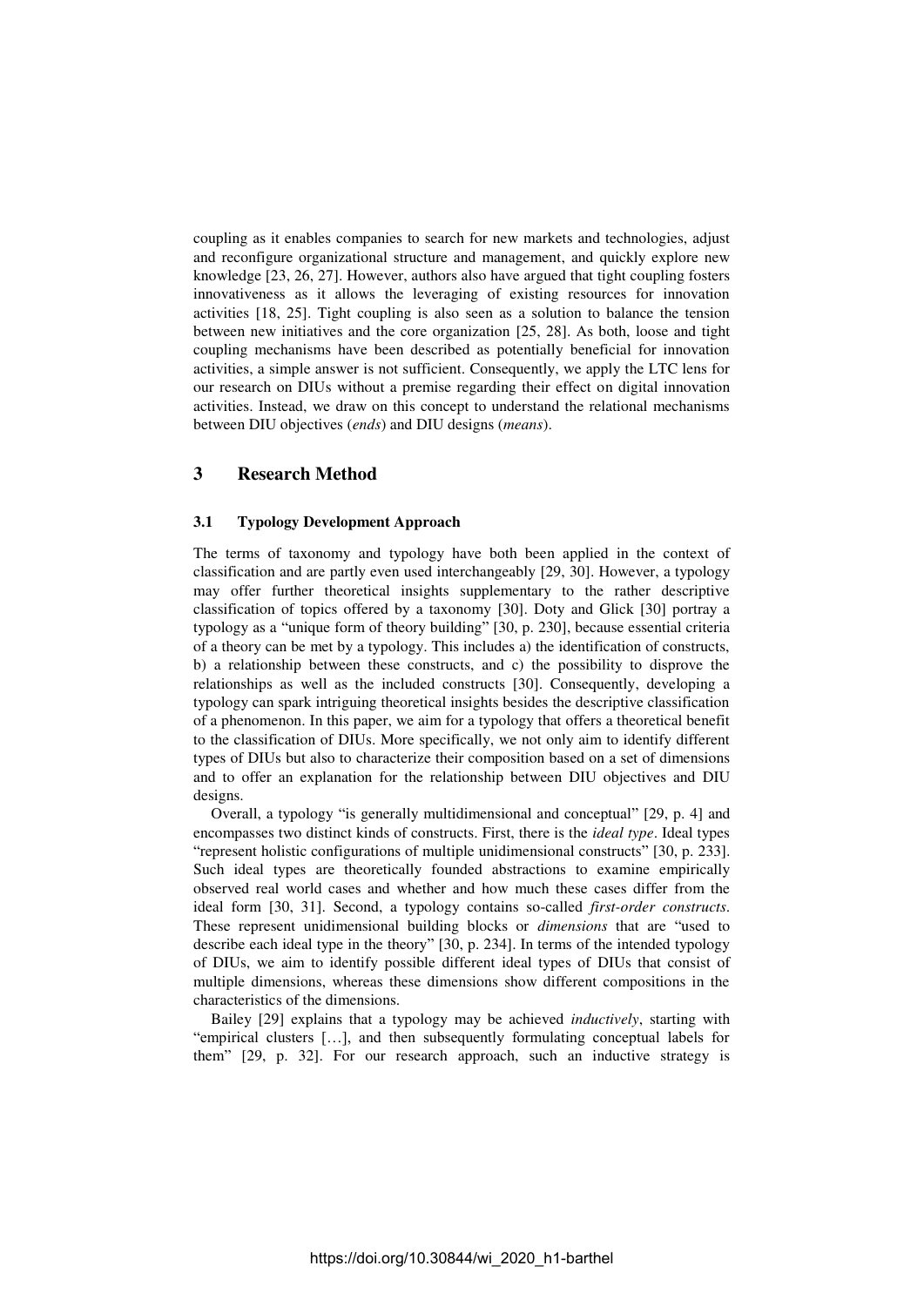coupling as it enables companies to search for new markets and technologies, adjust and reconfigure organizational structure and management, and quickly explore new knowledge [23, 26, 27]. However, authors also have argued that tight coupling fosters innovativeness as it allows the leveraging of existing resources for innovation activities [18, 25]. Tight coupling is also seen as a solution to balance the tension between new initiatives and the core organization [25, 28]. As both, loose and tight coupling mechanisms have been described as potentially beneficial for innovation activities, a simple answer is not sufficient. Consequently, we apply the LTC lens for our research on DIUs without a premise regarding their effect on digital innovation activities. Instead, we draw on this concept to understand the relational mechanisms between DIU objectives (*ends*) and DIU designs (*means*).

## 3 Research Method

### 3.1 Typology Development Approach

The terms of taxonomy and typology have both been applied in the context of classification and are partly even used interchangeably [29, 30]. However, a typology may offer further theoretical insights supplementary to the rather descriptive classification of topics offered by a taxonomy [30]. Doty and Glick [30] portray a typology as a "unique form of theory building" [30, p. 230], because essential criteria of a theory can be met by a typology. This includes a) the identification of constructs, b) a relationship between these constructs, and c) the possibility to disprove the relationships as well as the included constructs [30]. Consequently, developing a typology can spark intriguing theoretical insights besides the descriptive classification of a phenomenon. In this paper, we aim for a typology that offers a theoretical benefit to the classification of DIUs. More specifically, we not only aim to identify different types of DIUs but also to characterize their composition based on a set of dimensions and to offer an explanation for the relationship between DIU objectives and DIU designs.

Overall, a typology "is generally multidimensional and conceptual" [29, p. 4] and encompasses two distinct kinds of constructs. First, there is the *ideal type*. Ideal types "represent holistic configurations of multiple unidimensional constructs" [30, p. 233]. Such ideal types are theoretically founded abstractions to examine empirically observed real world cases and whether and how much these cases differ from the ideal form [30, 31]. Second, a typology contains so-called *first-order constructs*. These represent unidimensional building blocks or *dimensions* that are "used to describe each ideal type in the theory" [30, p. 234]. In terms of the intended typology of DIUs, we aim to identify possible different ideal types of DIUs that consist of multiple dimensions, whereas these dimensions show different compositions in the characteristics of the dimensions.

Bailey [29] explains that a typology may be achieved *inductively*, starting with "empirical clusters […], and then subsequently formulating conceptual labels for them" [29, p. 32]. For our research approach, such an inductive strategy is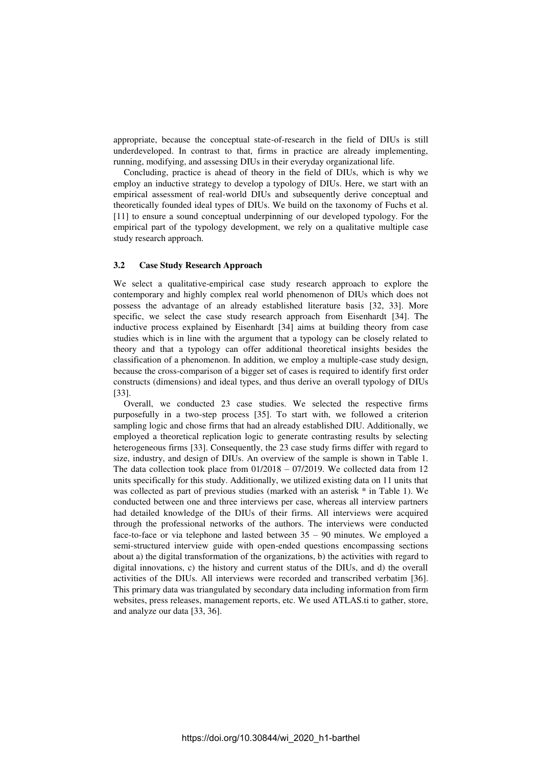appropriate, because the conceptual state-of-research in the field of DIUs is still underdeveloped. In contrast to that, firms in practice are already implementing, running, modifying, and assessing DIUs in their everyday organizational life.

Concluding, practice is ahead of theory in the field of DIUs, which is why we employ an inductive strategy to develop a typology of DIUs. Here, we start with an empirical assessment of real-world DIUs and subsequently derive conceptual and theoretically founded ideal types of DIUs. We build on the taxonomy of Fuchs et al. [11] to ensure a sound conceptual underpinning of our developed typology. For the empirical part of the typology development, we rely on a qualitative multiple case study research approach.

### 3.2 Case Study Research Approach

We select a qualitative-empirical case study research approach to explore the contemporary and highly complex real world phenomenon of DIUs which does not possess the advantage of an already established literature basis [32, 33]. More specific, we select the case study research approach from Eisenhardt [34]. The inductive process explained by Eisenhardt [34] aims at building theory from case studies which is in line with the argument that a typology can be closely related to theory and that a typology can offer additional theoretical insights besides the classification of a phenomenon. In addition, we employ a multiple-case study design, because the cross-comparison of a bigger set of cases is required to identify first order constructs (dimensions) and ideal types, and thus derive an overall typology of DIUs [33].

Overall, we conducted 23 case studies. We selected the respective firms purposefully in a two-step process [35]. To start with, we followed a criterion sampling logic and chose firms that had an already established DIU. Additionally, we employed a theoretical replication logic to generate contrasting results by selecting heterogeneous firms [33]. Consequently, the 23 case study firms differ with regard to size, industry, and design of DIUs. An overview of the sample is shown in Table 1. The data collection took place from 01/2018 – 07/2019. We collected data from 12 units specifically for this study. Additionally, we utilized existing data on 11 units that was collected as part of previous studies (marked with an asterisk * in Table 1). We conducted between one and three interviews per case, whereas all interview partners had detailed knowledge of the DIUs of their firms. All interviews were acquired through the professional networks of the authors. The interviews were conducted face-to-face or via telephone and lasted between 35 – 90 minutes. We employed a semi-structured interview guide with open-ended questions encompassing sections about a) the digital transformation of the organizations, b) the activities with regard to digital innovations, c) the history and current status of the DIUs, and d) the overall activities of the DIUs. All interviews were recorded and transcribed verbatim [36]. This primary data was triangulated by secondary data including information from firm websites, press releases, management reports, etc. We used ATLAS.ti to gather, store, and analyze our data [33, 36].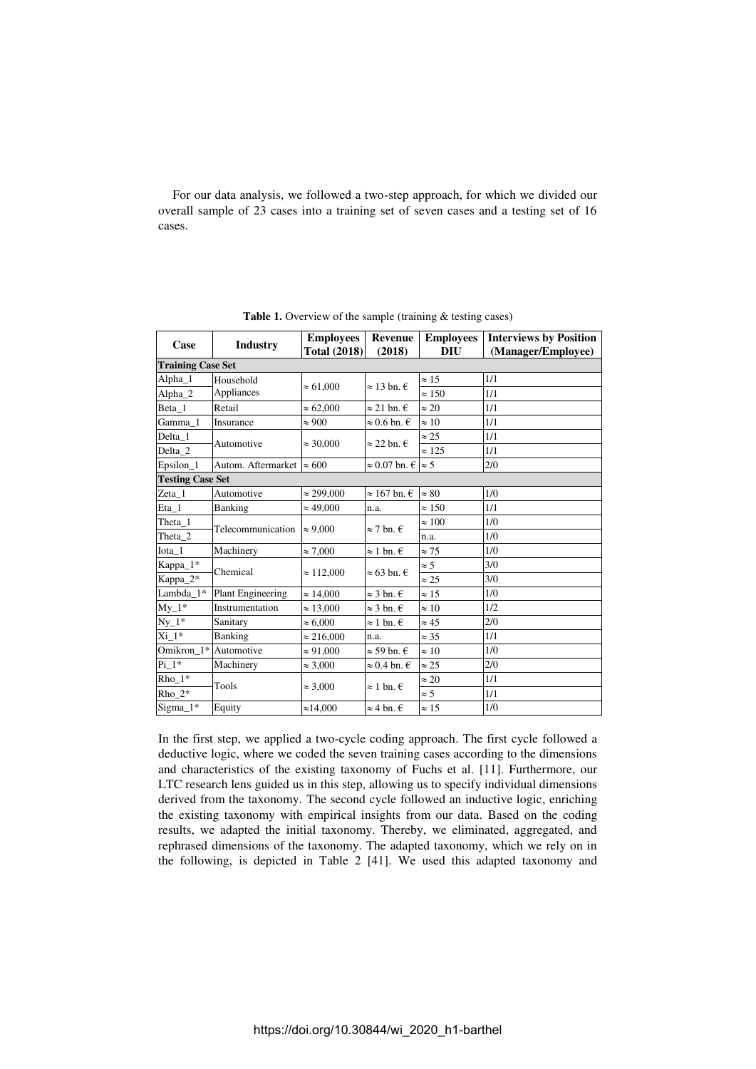For our data analysis, we followed a two-step approach, for which we divided our overall sample of 23 cases into a training set of seven cases and a testing set of 16 cases.

**Table 1.** Overview of the sample (training & testing cases)

| Case | Industry | Employees Total (2018) | Revenue (2018) | Employees DIU | Interviews by Position (Manager/Employee) |
|---|---|---|---|---|---|
| **Training Case Set** | | | | | |
| Alpha_1 | Household Appliances | ≈ 61,000 | ≈ 13 bn. € | ≈ 15 | 1/1 |
| Alpha_2 | | | | ≈ 150 | 1/1 |
| Beta_1 | Retail | ≈ 62,000 | ≈ 21 bn. € | ≈ 20 | 1/1 |
| Gamma_1 | Insurance | ≈ 900 | ≈ 0.6 bn. € | ≈ 10 | 1/1 |
| Delta_1 | Automotive | ≈ 30,000 | ≈ 22 bn. € | ≈ 25 | 1/1 |
| Delta_2 | | | | ≈ 125 | 1/1 |
| Epsilon_1 | Autom. Aftermarket | ≈ 600 | ≈ 0.07 bn. € | ≈ 5 | 2/0 |
| **Testing Case Set** | | | | | |
| Zeta_1 | Automotive | ≈ 299,000 | ≈ 167 bn. € | ≈ 80 | 1/0 |
| Eta_1 | Banking | ≈ 49,000 | n.a. | ≈ 150 | 1/1 |
| Theta_1 | Telecommunication | ≈ 9,000 | ≈ 7 bn. € | ≈ 100 | 1/0 |
| Theta_2 | | | | n.a. | 1/0 |
| Iota_1 | Machinery | ≈ 7,000 | ≈ 1 bn. € | ≈ 75 | 1/0 |
| Kappa_1* | Chemical | ≈ 112,000 | ≈ 63 bn. € | ≈ 5 | 3/0 |
| Kappa_2* | | | | ≈ 25 | 3/0 |
| Lambda_1* | Plant Engineering | ≈ 14,000 | ≈ 3 bn. € | ≈ 15 | 1/0 |
| My_1* | Instrumentation | ≈ 13,000 | ≈ 3 bn. € | ≈ 10 | 1/2 |
| Ny_1* | Sanitary | ≈ 6,000 | ≈ 1 bn. € | ≈ 45 | 2/0 |
| Xi_1* | Banking | ≈ 216,000 | n.a. | ≈ 35 | 1/1 |
| Omikron_1* | Automotive | ≈ 91,000 | ≈ 59 bn. € | ≈ 10 | 1/0 |
| Pi_1* | Machinery | ≈ 3,000 | ≈ 0.4 bn. € | ≈ 25 | 2/0 |
| Rho_1* | Tools | ≈ 3,000 | ≈ 1 bn. € | ≈ 20 | 1/1 |
| Rho_2* | | | | ≈ 5 | 1/1 |
| Sigma_1* | Equity | ≈14,000 | ≈ 4 bn. € | ≈ 15 | 1/0 |

In the first step, we applied a two-cycle coding approach. The first cycle followed a deductive logic, where we coded the seven training cases according to the dimensions and characteristics of the existing taxonomy of Fuchs et al. [11]. Furthermore, our LTC research lens guided us in this step, allowing us to specify individual dimensions derived from the taxonomy. The second cycle followed an inductive logic, enriching the existing taxonomy with empirical insights from our data. Based on the coding results, we adapted the initial taxonomy. Thereby, we eliminated, aggregated, and rephrased dimensions of the taxonomy. The adapted taxonomy, which we rely on in the following, is depicted in Table 2 [41]. We used this adapted taxonomy and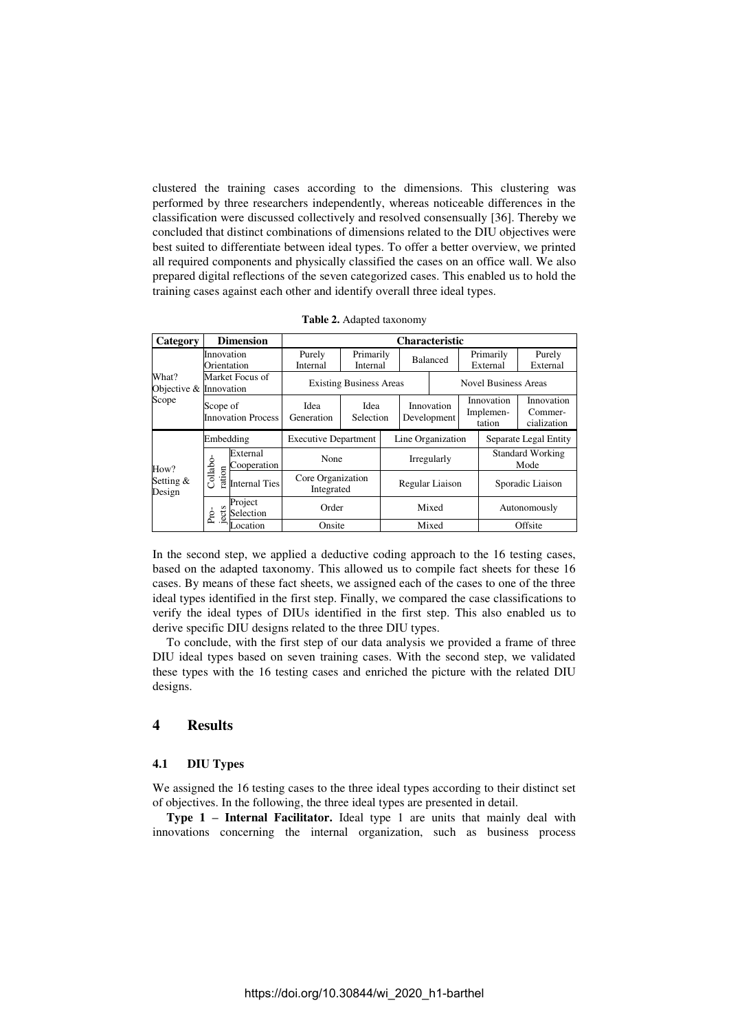clustered the training cases according to the dimensions. This clustering was performed by three researchers independently, whereas noticeable differences in the classification were discussed collectively and resolved consensually [36]. Thereby we concluded that distinct combinations of dimensions related to the DIU objectives were best suited to differentiate between ideal types. To offer a better overview, we printed all required components and physically classified the cases on an office wall. We also prepared digital reflections of the seven categorized cases. This enabled us to hold the training cases against each other and identify overall three ideal types.

**Table 2.** Adapted taxonomy

| Category | Dimension | | Characteristic | | | | |
|---|---|---|---|---|---|---|---|
| What? Objective & Scope | Innovation Orientation | | Purely Internal | Primarily Internal | Balanced | Primarily External | Purely External |
| | Market Focus of Innovation | | Existing Business Areas | | | Novel Business Areas | |
| | Scope of Innovation Process | | Idea Generation | Idea Selection | Innovation Development | Innovation Implementation | Innovation Commercialization |
| How? Setting & Design | Embedding | | Executive Department | | Line Organization | | Separate Legal Entity |
| | Collaboration | External Cooperation | None | | Irregularly | | Standard Working Mode |
| | | Internal Ties | Core Organization Integrated | | Regular Liaison | | Sporadic Liaison |
| | Projects | Project Selection | Order | | Mixed | | Autonomously |
| | | Location | Onsite | | Mixed | | Offsite |

In the second step, we applied a deductive coding approach to the 16 testing cases, based on the adapted taxonomy. This allowed us to compile fact sheets for these 16 cases. By means of these fact sheets, we assigned each of the cases to one of the three ideal types identified in the first step. Finally, we compared the case classifications to verify the ideal types of DIUs identified in the first step. This also enabled us to derive specific DIU designs related to the three DIU types.

To conclude, with the first step of our data analysis we provided a frame of three DIU ideal types based on seven training cases. With the second step, we validated these types with the 16 testing cases and enriched the picture with the related DIU designs.

## 4 Results

### 4.1 DIU Types

We assigned the 16 testing cases to the three ideal types according to their distinct set of objectives. In the following, the three ideal types are presented in detail.

**Type 1 – Internal Facilitator.** Ideal type 1 are units that mainly deal with innovations concerning the internal organization, such as business process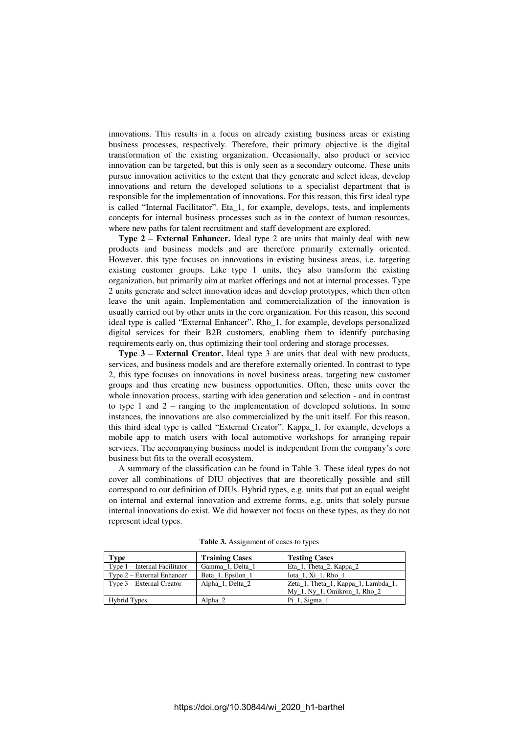innovations. This results in a focus on already existing business areas or existing business processes, respectively. Therefore, their primary objective is the digital transformation of the existing organization. Occasionally, also product or service innovation can be targeted, but this is only seen as a secondary outcome. These units pursue innovation activities to the extent that they generate and select ideas, develop innovations and return the developed solutions to a specialist department that is responsible for the implementation of innovations. For this reason, this first ideal type is called "Internal Facilitator". Eta_1, for example, develops, tests, and implements concepts for internal business processes such as in the context of human resources, where new paths for talent recruitment and staff development are explored.

**Type 2 – External Enhancer.** Ideal type 2 are units that mainly deal with new products and business models and are therefore primarily externally oriented. However, this type focuses on innovations in existing business areas, i.e. targeting existing customer groups. Like type 1 units, they also transform the existing organization, but primarily aim at market offerings and not at internal processes. Type 2 units generate and select innovation ideas and develop prototypes, which then often leave the unit again. Implementation and commercialization of the innovation is usually carried out by other units in the core organization. For this reason, this second ideal type is called "External Enhancer". Rho_1, for example, develops personalized digital services for their B2B customers, enabling them to identify purchasing requirements early on, thus optimizing their tool ordering and storage processes.

**Type 3 – External Creator.** Ideal type 3 are units that deal with new products, services, and business models and are therefore externally oriented. In contrast to type 2, this type focuses on innovations in novel business areas, targeting new customer groups and thus creating new business opportunities. Often, these units cover the whole innovation process, starting with idea generation and selection - and in contrast to type 1 and 2 – ranging to the implementation of developed solutions. In some instances, the innovations are also commercialized by the unit itself. For this reason, this third ideal type is called "External Creator". Kappa_1, for example, develops a mobile app to match users with local automotive workshops for arranging repair services. The accompanying business model is independent from the company's core business but fits to the overall ecosystem.

A summary of the classification can be found in Table 3. These ideal types do not cover all combinations of DIU objectives that are theoretically possible and still correspond to our definition of DIUs. Hybrid types, e.g. units that put an equal weight on internal and external innovation and extreme forms, e.g. units that solely pursue internal innovations do exist. We did however not focus on these types, as they do not represent ideal types.

**Table 3.** Assignment of cases to types

| Type | Training Cases | Testing Cases |
|---|---|---|
| Type 1 – Internal Facilitator | Gamma_1, Delta_1 | Eta_1, Theta_2, Kappa_2 |
| Type 2 – External Enhancer | Beta_1, Epsilon_1 | Iota_1, Xi_1, Rho_1 |
| Type 3 – External Creator | Alpha_1, Delta_2 | Zeta_1, Theta_1, Kappa_1, Lambda_1, My_1, Ny_1, Omikron_1, Rho_2 |
| Hybrid Types | Alpha_2 | Pi_1, Sigma_1 |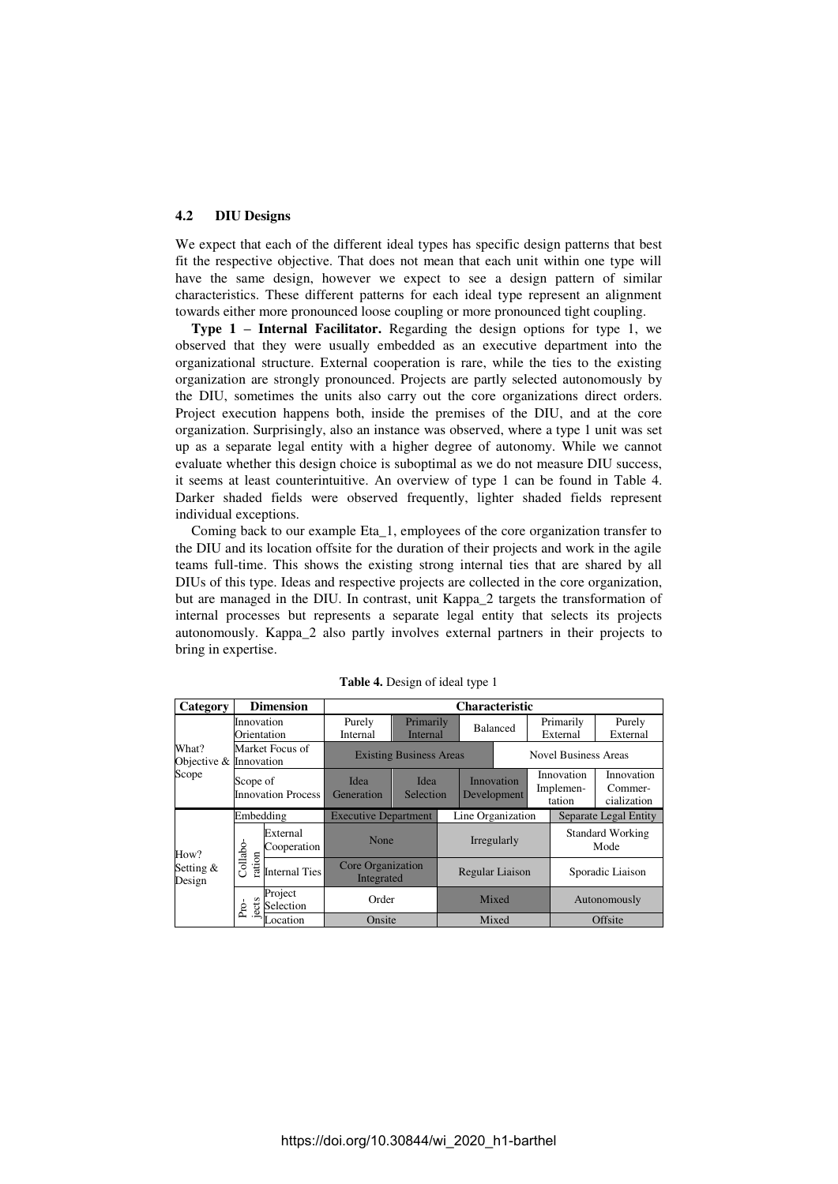### 4.2 DIU Designs

We expect that each of the different ideal types has specific design patterns that best fit the respective objective. That does not mean that each unit within one type will have the same design, however we expect to see a design pattern of similar characteristics. These different patterns for each ideal type represent an alignment towards either more pronounced loose coupling or more pronounced tight coupling.

**Type 1 – Internal Facilitator.** Regarding the design options for type 1, we observed that they were usually embedded as an executive department into the organizational structure. External cooperation is rare, while the ties to the existing organization are strongly pronounced. Projects are partly selected autonomously by the DIU, sometimes the units also carry out the core organizations direct orders. Project execution happens both, inside the premises of the DIU, and at the core organization. Surprisingly, also an instance was observed, where a type 1 unit was set up as a separate legal entity with a higher degree of autonomy. While we cannot evaluate whether this design choice is suboptimal as we do not measure DIU success, it seems at least counterintuitive. An overview of type 1 can be found in Table 4. Darker shaded fields were observed frequently, lighter shaded fields represent individual exceptions.

Coming back to our example Eta_1, employees of the core organization transfer to the DIU and its location offsite for the duration of their projects and work in the agile teams full-time. This shows the existing strong internal ties that are shared by all DIUs of this type. Ideas and respective projects are collected in the core organization, but are managed in the DIU. In contrast, unit Kappa_2 targets the transformation of internal processes but represents a separate legal entity that selects its projects autonomously. Kappa_2 also partly involves external partners in their projects to bring in expertise.

**Table 4.** Design of ideal type 1

| Category | Dimension | | Characteristic | | | | |
|---|---|---|---|---|---|---|---|
| What? Objective & Scope | Innovation Orientation | | Purely Internal | Primarily Internal | Balanced | Primarily External | Purely External |
| | Market Focus of Innovation | | Existing Business Areas | | | Novel Business Areas | |
| | Scope of Innovation Process | | Idea Generation | Idea Selection | Innovation Development | Innovation Implementation | Innovation Commercialization |
| How? Setting & Design | Embedding | | Executive Department | | Line Organization | Separate Legal Entity | |
| | Collaboration | External Cooperation | None | | Irregularly | Standard Working Mode | |
| | | Internal Ties | Core Organization Integrated | | Regular Liaison | Sporadic Liaison | |
| | Projects | Project Selection | Order | | Mixed | Autonomously | |
| | | Location | Onsite | | Mixed | Offsite | |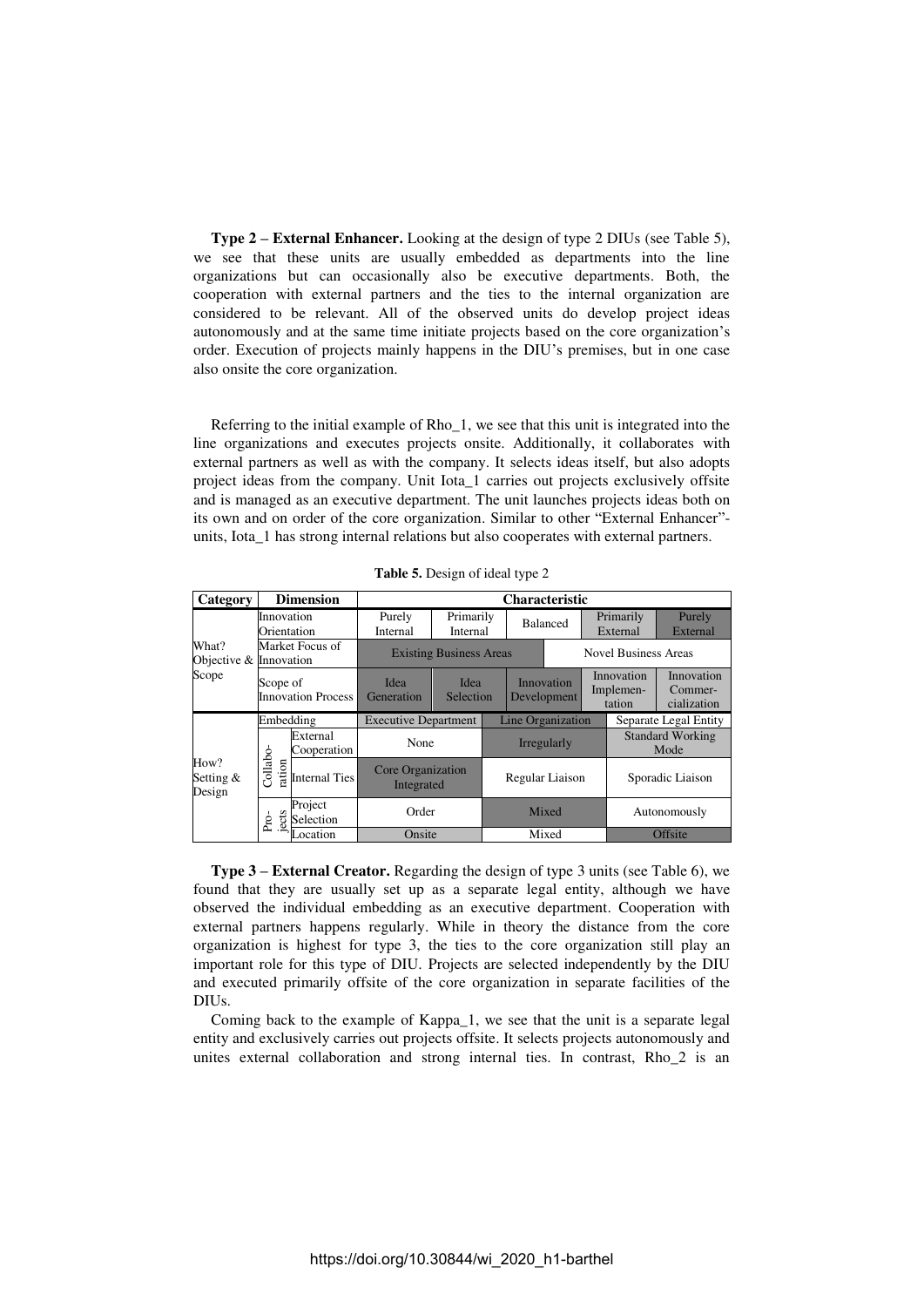**Type 2 – External Enhancer.** Looking at the design of type 2 DIUs (see Table 5), we see that these units are usually embedded as departments into the line organizations but can occasionally also be executive departments. Both, the cooperation with external partners and the ties to the internal organization are considered to be relevant. All of the observed units do develop project ideas autonomously and at the same time initiate projects based on the core organization's order. Execution of projects mainly happens in the DIU's premises, but in one case also onsite the core organization.

Referring to the initial example of Rho_1, we see that this unit is integrated into the line organizations and executes projects onsite. Additionally, it collaborates with external partners as well as with the company. It selects ideas itself, but also adopts project ideas from the company. Unit Iota_1 carries out projects exclusively offsite and is managed as an executive department. The unit launches projects ideas both on its own and on order of the core organization. Similar to other "External Enhancer"-units, Iota_1 has strong internal relations but also cooperates with external partners.

**Table 5.** Design of ideal type 2

| Category | Dimension | | Characteristic | | | | |
|---|---|---|---|---|---|---|---|
| What? Objective & Scope | Innovation Orientation | | Purely Internal | Primarily Internal | Balanced | Primarily External | Purely External |
| | Market Focus of Innovation | | Existing Business Areas | | | Novel Business Areas | |
| | Scope of Innovation Process | | Idea Generation | Idea Selection | Innovation Development | Innovation Implementation | Innovation Commercialization |
| How? Setting & Design | Embedding | | Executive Department | | Line Organization | Separate Legal Entity | |
| | Collaboration | External Cooperation | None | | Irregularly | Standard Working Mode | |
| | | Internal Ties | Core Organization Integrated | | Regular Liaison | Sporadic Liaison | |
| | Projects | Project Selection | Order | | Mixed | Autonomously | |
| | | Location | Onsite | | Mixed | Offsite | |

**Type 3 – External Creator.** Regarding the design of type 3 units (see Table 6), we found that they are usually set up as a separate legal entity, although we have observed the individual embedding as an executive department. Cooperation with external partners happens regularly. While in theory the distance from the core organization is highest for type 3, the ties to the core organization still play an important role for this type of DIU. Projects are selected independently by the DIU and executed primarily offsite of the core organization in separate facilities of the DIUs.

Coming back to the example of Kappa_1, we see that the unit is a separate legal entity and exclusively carries out projects offsite. It selects projects autonomously and unites external collaboration and strong internal ties. In contrast, Rho_2 is an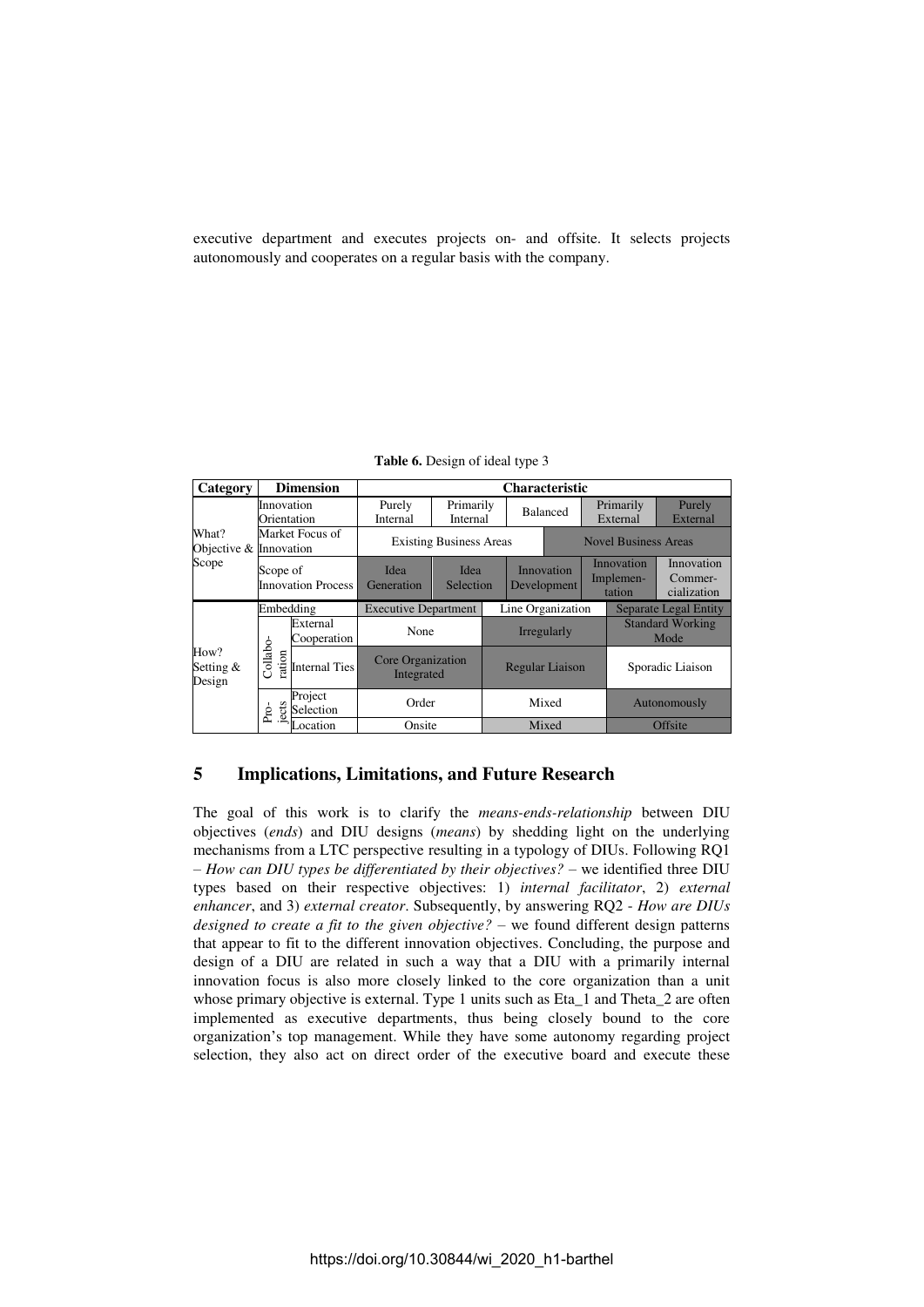executive department and executes projects on- and offsite. It selects projects autonomously and cooperates on a regular basis with the company.

**Table 6.** Design of ideal type 3

| Category | Dimension | | Characteristic | | | | |
|---|---|---|---|---|---|---|---|
| What? Objective & Scope | Innovation Orientation | | Purely Internal | Primarily Internal | Balanced | Primarily External | Purely External |
| | Market Focus of Innovation | | Existing Business Areas | | | Novel Business Areas | |
| | Scope of Innovation Process | | Idea Generation | Idea Selection | Innovation Development | Innovation Implementation | Innovation Commercialization |
| How? Setting & Design | Embedding | | Executive Department | | Line Organization | | Separate Legal Entity |
| | Collaboration | External Cooperation | None | | Irregularly | | Standard Working Mode |
| | | Internal Ties | Core Organization Integrated | | Regular Liaison | | Sporadic Liaison |
| | Projects | Project Selection | Order | | Mixed | | Autonomously |
| | | Location | Onsite | | Mixed | | Offsite |

## 5 Implications, Limitations, and Future Research

The goal of this work is to clarify the *means-ends-relationship* between DIU objectives (*ends*) and DIU designs (*means*) by shedding light on the underlying mechanisms from a LTC perspective resulting in a typology of DIUs. Following RQ1 – *How can DIU types be differentiated by their objectives?* – we identified three DIU types based on their respective objectives: 1) *internal facilitator*, 2) *external enhancer*, and 3) *external creator*. Subsequently, by answering RQ2 - *How are DIUs designed to create a fit to the given objective?* – we found different design patterns that appear to fit to the different innovation objectives. Concluding, the purpose and design of a DIU are related in such a way that a DIU with a primarily internal innovation focus is also more closely linked to the core organization than a unit whose primary objective is external. Type 1 units such as Eta_1 and Theta_2 are often implemented as executive departments, thus being closely bound to the core organization's top management. While they have some autonomy regarding project selection, they also act on direct order of the executive board and execute these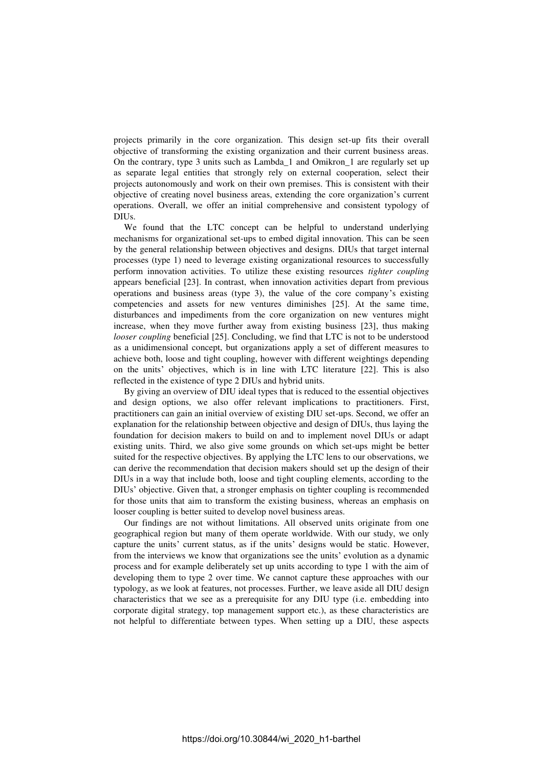projects primarily in the core organization. This design set-up fits their overall objective of transforming the existing organization and their current business areas. On the contrary, type 3 units such as Lambda_1 and Omikron_1 are regularly set up as separate legal entities that strongly rely on external cooperation, select their projects autonomously and work on their own premises. This is consistent with their objective of creating novel business areas, extending the core organization's current operations. Overall, we offer an initial comprehensive and consistent typology of DIUs.

We found that the LTC concept can be helpful to understand underlying mechanisms for organizational set-ups to embed digital innovation. This can be seen by the general relationship between objectives and designs. DIUs that target internal processes (type 1) need to leverage existing organizational resources to successfully perform innovation activities. To utilize these existing resources *tighter coupling* appears beneficial [23]. In contrast, when innovation activities depart from previous operations and business areas (type 3), the value of the core company's existing competencies and assets for new ventures diminishes [25]. At the same time, disturbances and impediments from the core organization on new ventures might increase, when they move further away from existing business [23], thus making *looser coupling* beneficial [25]. Concluding, we find that LTC is not to be understood as a unidimensional concept, but organizations apply a set of different measures to achieve both, loose and tight coupling, however with different weightings depending on the units' objectives, which is in line with LTC literature [22]. This is also reflected in the existence of type 2 DIUs and hybrid units.

By giving an overview of DIU ideal types that is reduced to the essential objectives and design options, we also offer relevant implications to practitioners. First, practitioners can gain an initial overview of existing DIU set-ups. Second, we offer an explanation for the relationship between objective and design of DIUs, thus laying the foundation for decision makers to build on and to implement novel DIUs or adapt existing units. Third, we also give some grounds on which set-ups might be better suited for the respective objectives. By applying the LTC lens to our observations, we can derive the recommendation that decision makers should set up the design of their DIUs in a way that include both, loose and tight coupling elements, according to the DIUs' objective. Given that, a stronger emphasis on tighter coupling is recommended for those units that aim to transform the existing business, whereas an emphasis on looser coupling is better suited to develop novel business areas.

Our findings are not without limitations. All observed units originate from one geographical region but many of them operate worldwide. With our study, we only capture the units' current status, as if the units' designs would be static. However, from the interviews we know that organizations see the units' evolution as a dynamic process and for example deliberately set up units according to type 1 with the aim of developing them to type 2 over time. We cannot capture these approaches with our typology, as we look at features, not processes. Further, we leave aside all DIU design characteristics that we see as a prerequisite for any DIU type (i.e. embedding into corporate digital strategy, top management support etc.), as these characteristics are not helpful to differentiate between types. When setting up a DIU, these aspects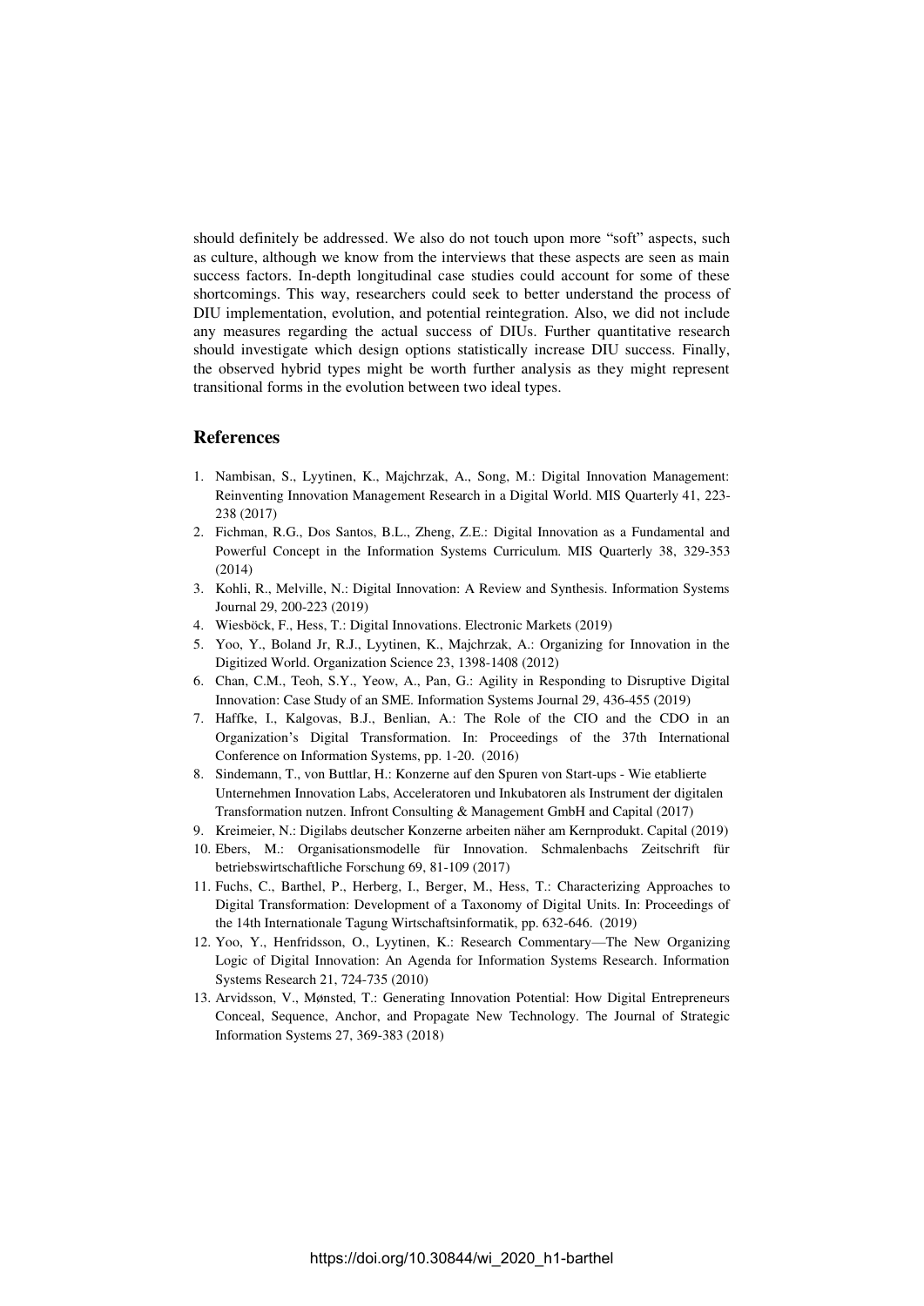should definitely be addressed. We also do not touch upon more "soft" aspects, such as culture, although we know from the interviews that these aspects are seen as main success factors. In-depth longitudinal case studies could account for some of these shortcomings. This way, researchers could seek to better understand the process of DIU implementation, evolution, and potential reintegration. Also, we did not include any measures regarding the actual success of DIUs. Further quantitative research should investigate which design options statistically increase DIU success. Finally, the observed hybrid types might be worth further analysis as they might represent transitional forms in the evolution between two ideal types.

## References

1. Nambisan, S., Lyytinen, K., Majchrzak, A., Song, M.: Digital Innovation Management: Reinventing Innovation Management Research in a Digital World. MIS Quarterly 41, 223-238 (2017)
2. Fichman, R.G., Dos Santos, B.L., Zheng, Z.E.: Digital Innovation as a Fundamental and Powerful Concept in the Information Systems Curriculum. MIS Quarterly 38, 329-353 (2014)
3. Kohli, R., Melville, N.: Digital Innovation: A Review and Synthesis. Information Systems Journal 29, 200-223 (2019)
4. Wiesböck, F., Hess, T.: Digital Innovations. Electronic Markets (2019)
5. Yoo, Y., Boland Jr, R.J., Lyytinen, K., Majchrzak, A.: Organizing for Innovation in the Digitized World. Organization Science 23, 1398-1408 (2012)
6. Chan, C.M., Teoh, S.Y., Yeow, A., Pan, G.: Agility in Responding to Disruptive Digital Innovation: Case Study of an SME. Information Systems Journal 29, 436-455 (2019)
7. Haffke, I., Kalgovas, B.J., Benlian, A.: The Role of the CIO and the CDO in an Organization's Digital Transformation. In: Proceedings of the 37th International Conference on Information Systems, pp. 1-20. (2016)
8. Sindemann, T., von Buttlar, H.: Konzerne auf den Spuren von Start-ups - Wie etablierte Unternehmen Innovation Labs, Acceleratoren und Inkubatoren als Instrument der digitalen Transformation nutzen. Infront Consulting & Management GmbH and Capital (2017)
9. Kreimeier, N.: Digilabs deutscher Konzerne arbeiten näher am Kernprodukt. Capital (2019)
10. Ebers, M.: Organisationsmodelle für Innovation. Schmalenbachs Zeitschrift für betriebswirtschaftliche Forschung 69, 81-109 (2017)
11. Fuchs, C., Barthel, P., Herberg, I., Berger, M., Hess, T.: Characterizing Approaches to Digital Transformation: Development of a Taxonomy of Digital Units. In: Proceedings of the 14th Internationale Tagung Wirtschaftsinformatik, pp. 632-646. (2019)
12. Yoo, Y., Henfridsson, O., Lyytinen, K.: Research Commentary—The New Organizing Logic of Digital Innovation: An Agenda for Information Systems Research. Information Systems Research 21, 724-735 (2010)
13. Arvidsson, V., Mønsted, T.: Generating Innovation Potential: How Digital Entrepreneurs Conceal, Sequence, Anchor, and Propagate New Technology. The Journal of Strategic Information Systems 27, 369-383 (2018)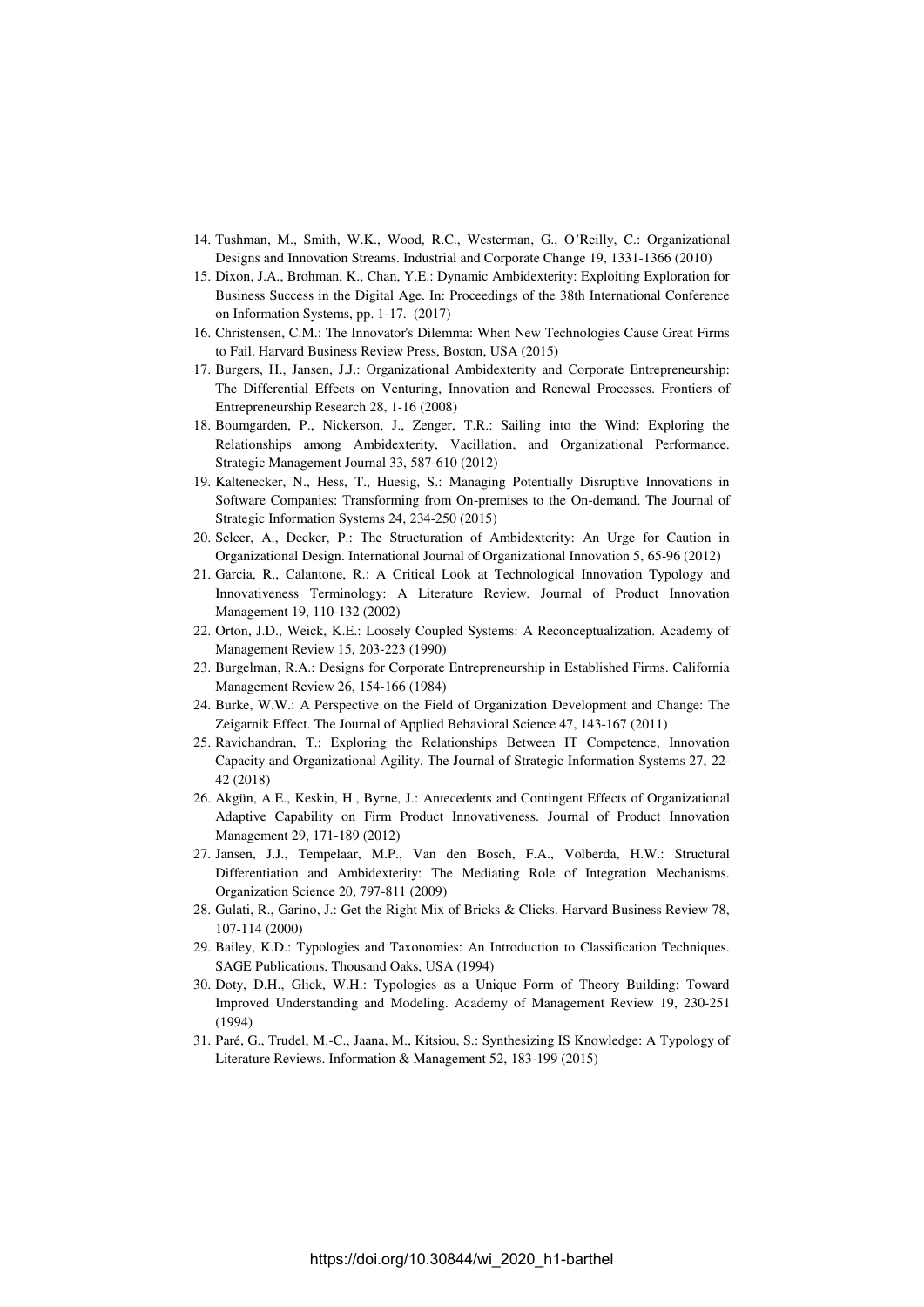14. Tushman, M., Smith, W.K., Wood, R.C., Westerman, G., O'Reilly, C.: Organizational Designs and Innovation Streams. Industrial and Corporate Change 19, 1331-1366 (2010)
15. Dixon, J.A., Brohman, K., Chan, Y.E.: Dynamic Ambidexterity: Exploiting Exploration for Business Success in the Digital Age. In: Proceedings of the 38th International Conference on Information Systems, pp. 1-17. (2017)
16. Christensen, C.M.: The Innovator's Dilemma: When New Technologies Cause Great Firms to Fail. Harvard Business Review Press, Boston, USA (2015)
17. Burgers, H., Jansen, J.J.: Organizational Ambidexterity and Corporate Entrepreneurship: The Differential Effects on Venturing, Innovation and Renewal Processes. Frontiers of Entrepreneurship Research 28, 1-16 (2008)
18. Boumgarden, P., Nickerson, J., Zenger, T.R.: Sailing into the Wind: Exploring the Relationships among Ambidexterity, Vacillation, and Organizational Performance. Strategic Management Journal 33, 587-610 (2012)
19. Kaltenecker, N., Hess, T., Huesig, S.: Managing Potentially Disruptive Innovations in Software Companies: Transforming from On-premises to the On-demand. The Journal of Strategic Information Systems 24, 234-250 (2015)
20. Selcer, A., Decker, P.: The Structuration of Ambidexterity: An Urge for Caution in Organizational Design. International Journal of Organizational Innovation 5, 65-96 (2012)
21. Garcia, R., Calantone, R.: A Critical Look at Technological Innovation Typology and Innovativeness Terminology: A Literature Review. Journal of Product Innovation Management 19, 110-132 (2002)
22. Orton, J.D., Weick, K.E.: Loosely Coupled Systems: A Reconceptualization. Academy of Management Review 15, 203-223 (1990)
23. Burgelman, R.A.: Designs for Corporate Entrepreneurship in Established Firms. California Management Review 26, 154-166 (1984)
24. Burke, W.W.: A Perspective on the Field of Organization Development and Change: The Zeigarnik Effect. The Journal of Applied Behavioral Science 47, 143-167 (2011)
25. Ravichandran, T.: Exploring the Relationships Between IT Competence, Innovation Capacity and Organizational Agility. The Journal of Strategic Information Systems 27, 22-42 (2018)
26. Akgün, A.E., Keskin, H., Byrne, J.: Antecedents and Contingent Effects of Organizational Adaptive Capability on Firm Product Innovativeness. Journal of Product Innovation Management 29, 171-189 (2012)
27. Jansen, J.J., Tempelaar, M.P., Van den Bosch, F.A., Volberda, H.W.: Structural Differentiation and Ambidexterity: The Mediating Role of Integration Mechanisms. Organization Science 20, 797-811 (2009)
28. Gulati, R., Garino, J.: Get the Right Mix of Bricks & Clicks. Harvard Business Review 78, 107-114 (2000)
29. Bailey, K.D.: Typologies and Taxonomies: An Introduction to Classification Techniques. SAGE Publications, Thousand Oaks, USA (1994)
30. Doty, D.H., Glick, W.H.: Typologies as a Unique Form of Theory Building: Toward Improved Understanding and Modeling. Academy of Management Review 19, 230-251 (1994)
31. Paré, G., Trudel, M.-C., Jaana, M., Kitsiou, S.: Synthesizing IS Knowledge: A Typology of Literature Reviews. Information & Management 52, 183-199 (2015)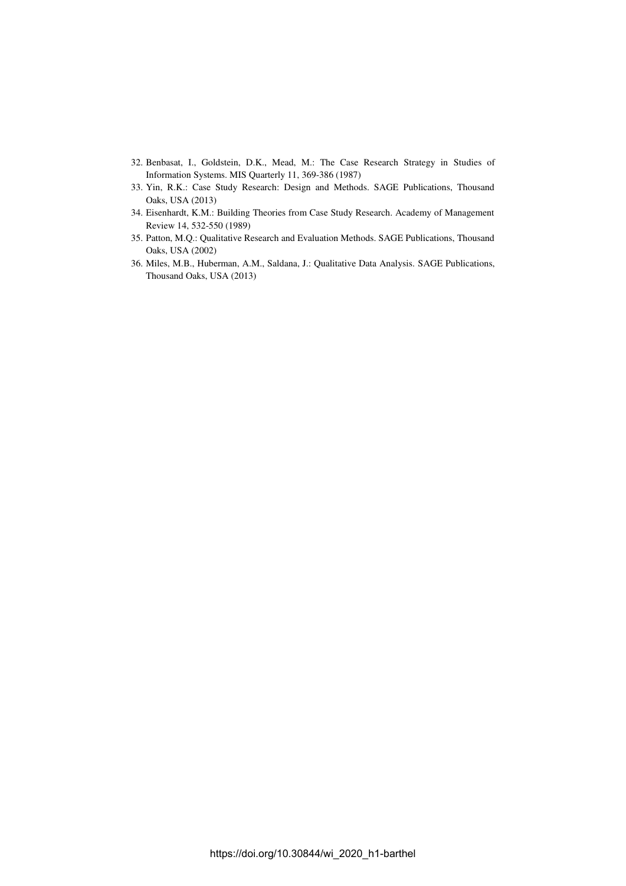32. Benbasat, I., Goldstein, D.K., Mead, M.: The Case Research Strategy in Studies of Information Systems. MIS Quarterly 11, 369-386 (1987)
33. Yin, R.K.: Case Study Research: Design and Methods. SAGE Publications, Thousand Oaks, USA (2013)
34. Eisenhardt, K.M.: Building Theories from Case Study Research. Academy of Management Review 14, 532-550 (1989)
35. Patton, M.Q.: Qualitative Research and Evaluation Methods. SAGE Publications, Thousand Oaks, USA (2002)
36. Miles, M.B., Huberman, A.M., Saldana, J.: Qualitative Data Analysis. SAGE Publications, Thousand Oaks, USA (2013)